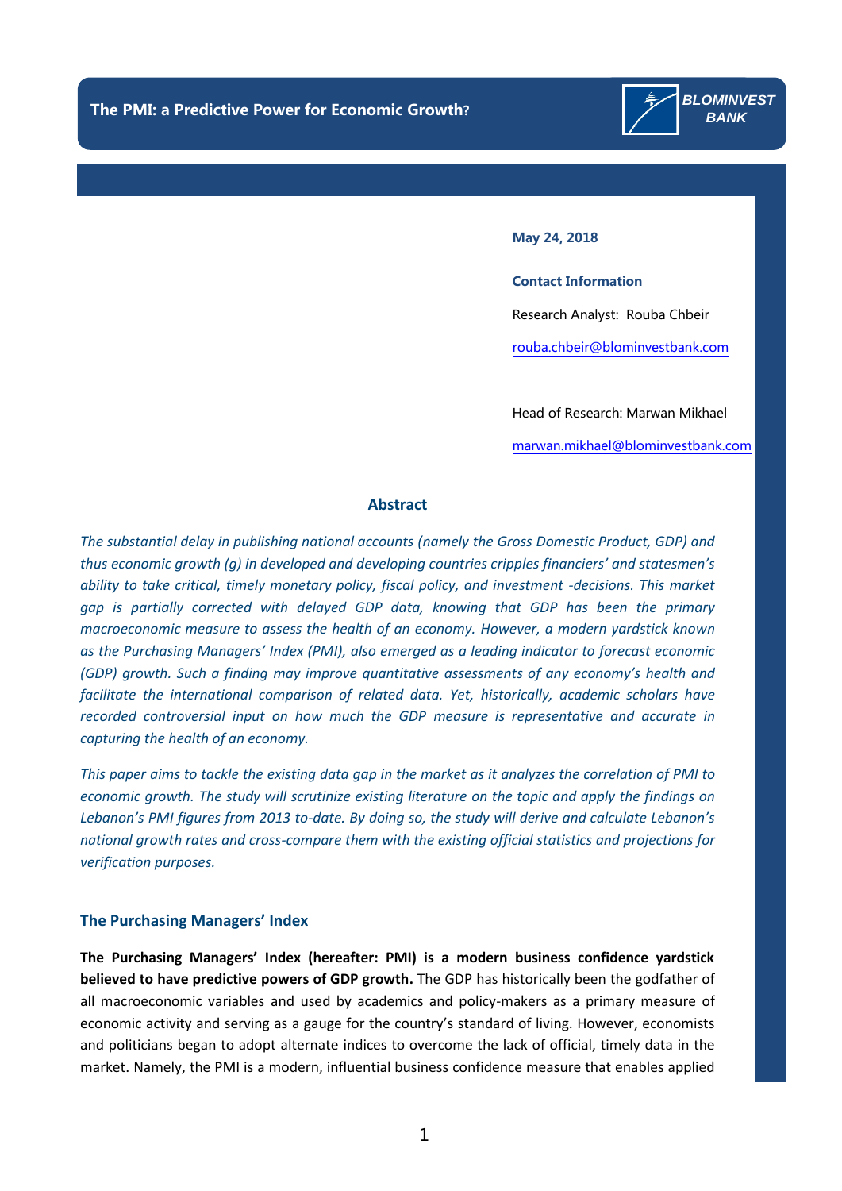# The PMI: a Predictive Power for Economic Growth?

BLOMINVEST BANK

**May 24, 2018**

**Contact Information**

Research Analyst: Rouba Chbeir

rouba.chbeir@blominvestbank.com

Head of Research: Marwan Mikhael

marwan.mikhael@blominvestbank.com

## Abstract

*The substantial delay in publishing national accounts (namely the Gross Domestic Product, GDP) and thus economic growth (g) in developed and developing countries cripples financiers' and statesmen's ability to take critical, timely monetary policy, fiscal policy, and investment -decisions. This market gap is partially corrected with delayed GDP data, knowing that GDP has been the primary macroeconomic measure to assess the health of an economy. However, a modern yardstick known as the Purchasing Managers' Index (PMI), also emerged as a leading indicator to forecast economic (GDP) growth. Such a finding may improve quantitative assessments of any economy's health and facilitate the international comparison of related data. Yet, historically, academic scholars have recorded controversial input on how much the GDP measure is representative and accurate in capturing the health of an economy.*

*This paper aims to tackle the existing data gap in the market as it analyzes the correlation of PMI to economic growth. The study will scrutinize existing literature on the topic and apply the findings on Lebanon's PMI figures from 2013 to-date. By doing so, the study will derive and calculate Lebanon's national growth rates and cross-compare them with the existing official statistics and projections for verification purposes.*

## The Purchasing Managers' Index

**The Purchasing Managers' Index (hereafter: PMI) is a modern business confidence yardstick believed to have predictive powers of GDP growth.** The GDP has historically been the godfather of all macroeconomic variables and used by academics and policy-makers as a primary measure of economic activity and serving as a gauge for the country's standard of living. However, economists and politicians began to adopt alternate indices to overcome the lack of official, timely data in the market. Namely, the PMI is a modern, influential business confidence measure that enables applied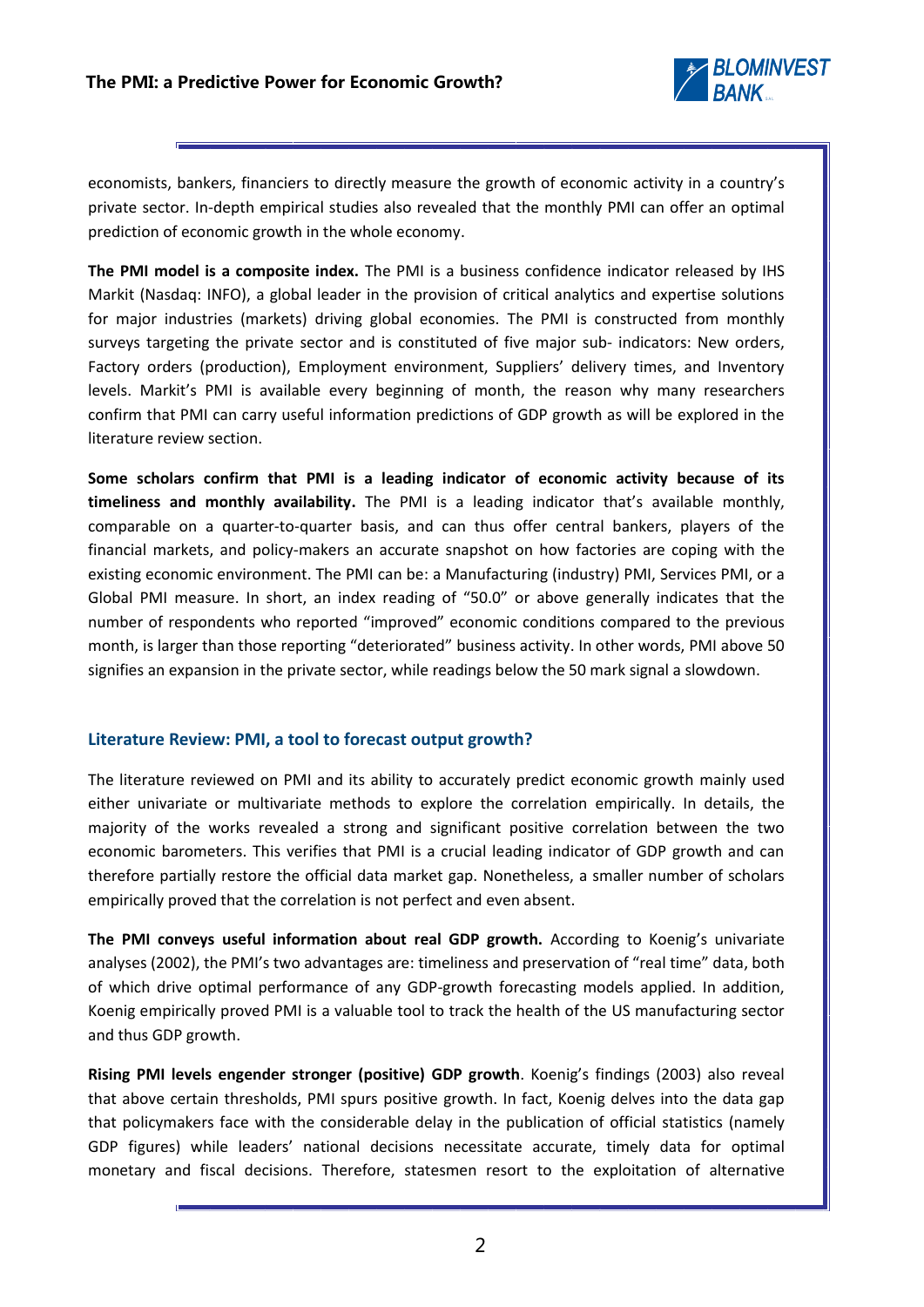economists, bankers, financiers to directly measure the growth of economic activity in a country's private sector. In-depth empirical studies also revealed that the monthly PMI can offer an optimal prediction of economic growth in the whole economy.

**The PMI model is a composite index.** The PMI is a business confidence indicator released by IHS Markit (Nasdaq: INFO), a global leader in the provision of critical analytics and expertise solutions for major industries (markets) driving global economies. The PMI is constructed from monthly surveys targeting the private sector and is constituted of five major sub- indicators: New orders, Factory orders (production), Employment environment, Suppliers' delivery times, and Inventory levels. Markit's PMI is available every beginning of month, the reason why many researchers confirm that PMI can carry useful information predictions of GDP growth as will be explored in the literature review section.

**Some scholars confirm that PMI is a leading indicator of economic activity because of its timeliness and monthly availability.** The PMI is a leading indicator that's available monthly, comparable on a quarter-to-quarter basis, and can thus offer central bankers, players of the financial markets, and policy-makers an accurate snapshot on how factories are coping with the existing economic environment. The PMI can be: a Manufacturing (industry) PMI, Services PMI, or a Global PMI measure. In short, an index reading of "50.0" or above generally indicates that the number of respondents who reported "improved" economic conditions compared to the previous month, is larger than those reporting "deteriorated" business activity. In other words, PMI above 50 signifies an expansion in the private sector, while readings below the 50 mark signal a slowdown.

## Literature Review: PMI, a tool to forecast output growth?

The literature reviewed on PMI and its ability to accurately predict economic growth mainly used either univariate or multivariate methods to explore the correlation empirically. In details, the majority of the works revealed a strong and significant positive correlation between the two economic barometers. This verifies that PMI is a crucial leading indicator of GDP growth and can therefore partially restore the official data market gap. Nonetheless, a smaller number of scholars empirically proved that the correlation is not perfect and even absent.

**The PMI conveys useful information about real GDP growth.** According to Koenig's univariate analyses (2002), the PMI's two advantages are: timeliness and preservation of "real time" data, both of which drive optimal performance of any GDP-growth forecasting models applied. In addition, Koenig empirically proved PMI is a valuable tool to track the health of the US manufacturing sector and thus GDP growth.

**Rising PMI levels engender stronger (positive) GDP growth**. Koenig's findings (2003) also reveal that above certain thresholds, PMI spurs positive growth. In fact, Koenig delves into the data gap that policymakers face with the considerable delay in the publication of official statistics (namely GDP figures) while leaders' national decisions necessitate accurate, timely data for optimal monetary and fiscal decisions. Therefore, statesmen resort to the exploitation of alternative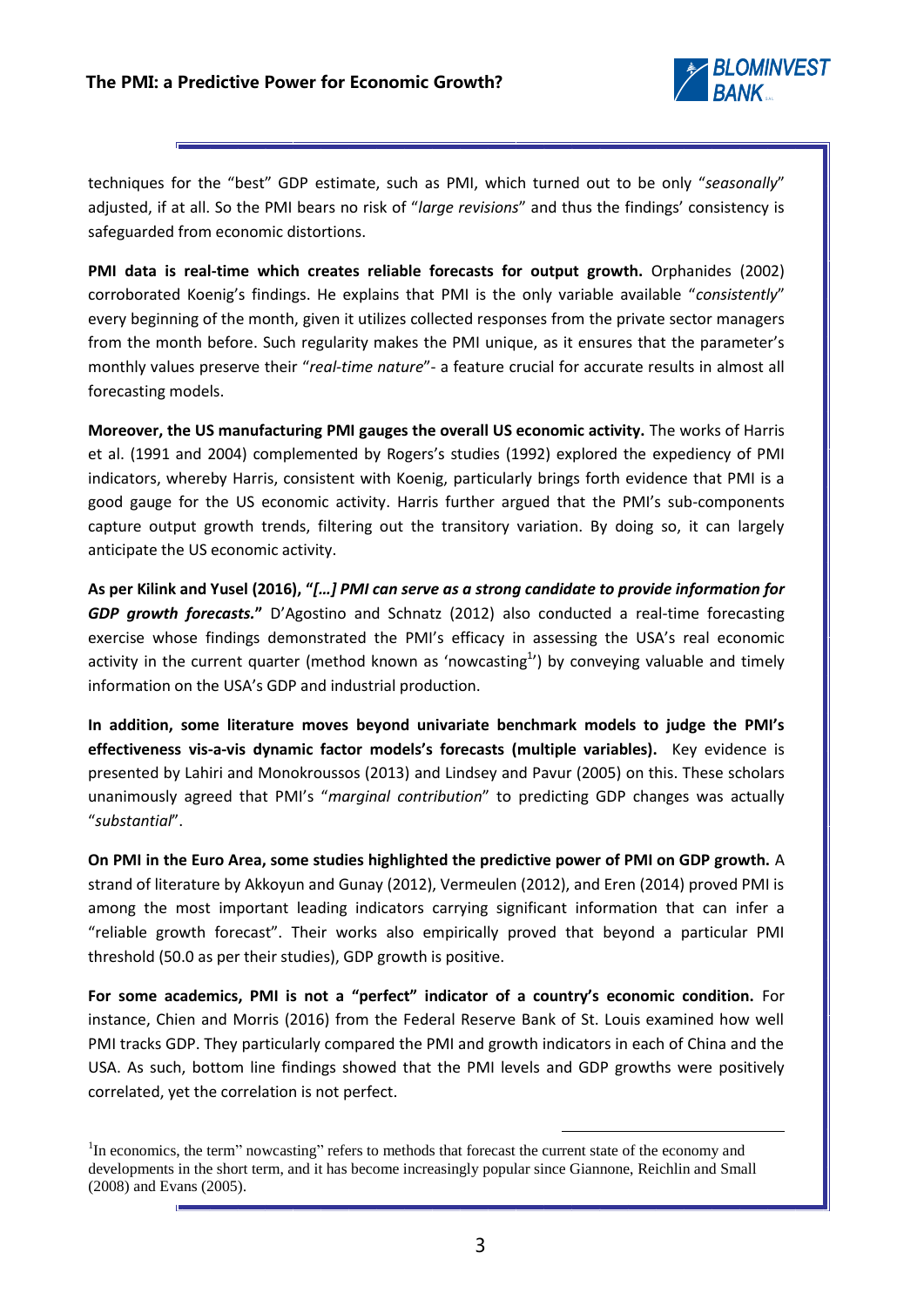techniques for the "best" GDP estimate, such as PMI, which turned out to be only "*seasonally*" adjusted, if at all. So the PMI bears no risk of "*large revisions*" and thus the findings' consistency is safeguarded from economic distortions.

**PMI data is real-time which creates reliable forecasts for output growth.** Orphanides (2002) corroborated Koenig's findings. He explains that PMI is the only variable available "*consistently*" every beginning of the month, given it utilizes collected responses from the private sector managers from the month before. Such regularity makes the PMI unique, as it ensures that the parameter's monthly values preserve their "*real-time nature*"- a feature crucial for accurate results in almost all forecasting models.

**Moreover, the US manufacturing PMI gauges the overall US economic activity.** The works of Harris et al. (1991 and 2004) complemented by Rogers's studies (1992) explored the expediency of PMI indicators, whereby Harris, consistent with Koenig, particularly brings forth evidence that PMI is a good gauge for the US economic activity. Harris further argued that the PMI's sub-components capture output growth trends, filtering out the transitory variation. By doing so, it can largely anticipate the US economic activity.

**As per Kilink and Yusel (2016), "*[…] PMI can serve as a strong candidate to provide information for GDP growth forecasts.*"** D'Agostino and Schnatz (2012) also conducted a real-time forecasting exercise whose findings demonstrated the PMI's efficacy in assessing the USA's real economic activity in the current quarter (method known as 'nowcasting[1]') by conveying valuable and timely information on the USA's GDP and industrial production.

**In addition, some literature moves beyond univariate benchmark models to judge the PMI's effectiveness vis-a-vis dynamic factor models's forecasts (multiple variables).** Key evidence is presented by Lahiri and Monokroussos (2013) and Lindsey and Pavur (2005) on this. These scholars unanimously agreed that PMI's "*marginal contribution*" to predicting GDP changes was actually "*substantial*".

**On PMI in the Euro Area, some studies highlighted the predictive power of PMI on GDP growth.** A strand of literature by Akkoyun and Gunay (2012), Vermeulen (2012), and Eren (2014) proved PMI is among the most important leading indicators carrying significant information that can infer a "reliable growth forecast". Their works also empirically proved that beyond a particular PMI threshold (50.0 as per their studies), GDP growth is positive.

**For some academics, PMI is not a "perfect" indicator of a country's economic condition.** For instance, Chien and Morris (2016) from the Federal Reserve Bank of St. Louis examined how well PMI tracks GDP. They particularly compared the PMI and growth indicators in each of China and the USA. As such, bottom line findings showed that the PMI levels and GDP growths were positively correlated, yet the correlation is not perfect.

---

[1] In economics, the term" nowcasting" refers to methods that forecast the current state of the economy and developments in the short term, and it has become increasingly popular since Giannone, Reichlin and Small (2008) and Evans (2005).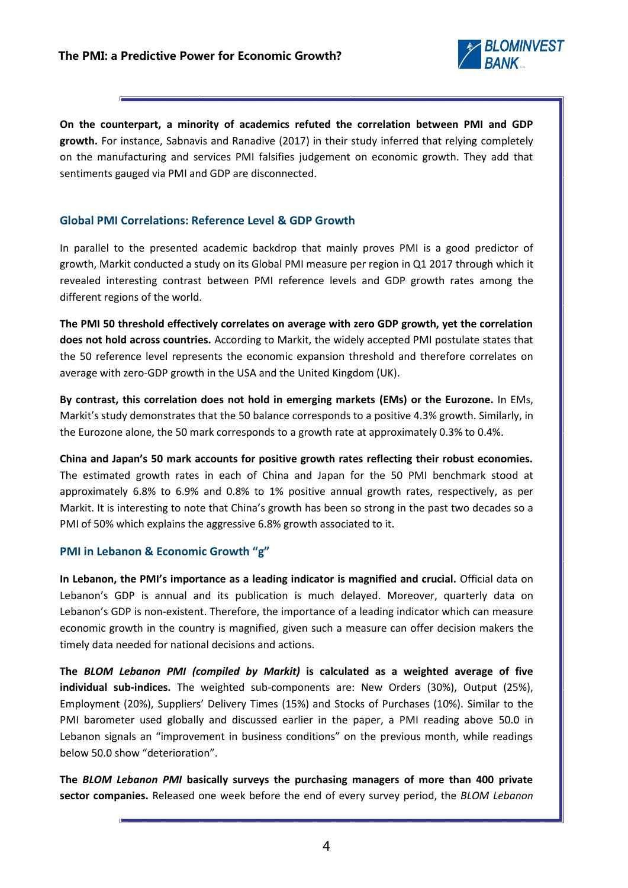**On the counterpart, a minority of academics refuted the correlation between PMI and GDP growth.** For instance, Sabnavis and Ranadive (2017) in their study inferred that relying completely on the manufacturing and services PMI falsifies judgement on economic growth. They add that sentiments gauged via PMI and GDP are disconnected.

## Global PMI Correlations: Reference Level & GDP Growth

In parallel to the presented academic backdrop that mainly proves PMI is a good predictor of growth, Markit conducted a study on its Global PMI measure per region in Q1 2017 through which it revealed interesting contrast between PMI reference levels and GDP growth rates among the different regions of the world.

**The PMI 50 threshold effectively correlates on average with zero GDP growth, yet the correlation does not hold across countries.** According to Markit, the widely accepted PMI postulate states that the 50 reference level represents the economic expansion threshold and therefore correlates on average with zero-GDP growth in the USA and the United Kingdom (UK).

**By contrast, this correlation does not hold in emerging markets (EMs) or the Eurozone.** In EMs, Markit's study demonstrates that the 50 balance corresponds to a positive 4.3% growth. Similarly, in the Eurozone alone, the 50 mark corresponds to a growth rate at approximately 0.3% to 0.4%.

**China and Japan's 50 mark accounts for positive growth rates reflecting their robust economies.** The estimated growth rates in each of China and Japan for the 50 PMI benchmark stood at approximately 6.8% to 6.9% and 0.8% to 1% positive annual growth rates, respectively, as per Markit. It is interesting to note that China's growth has been so strong in the past two decades so a PMI of 50% which explains the aggressive 6.8% growth associated to it.

## PMI in Lebanon & Economic Growth "g"

**In Lebanon, the PMI's importance as a leading indicator is magnified and crucial.** Official data on Lebanon's GDP is annual and its publication is much delayed. Moreover, quarterly data on Lebanon's GDP is non-existent. Therefore, the importance of a leading indicator which can measure economic growth in the country is magnified, given such a measure can offer decision makers the timely data needed for national decisions and actions.

**The *BLOM Lebanon PMI (compiled by Markit)* is calculated as a weighted average of five individual sub-indices.** The weighted sub-components are: New Orders (30%), Output (25%), Employment (20%), Suppliers' Delivery Times (15%) and Stocks of Purchases (10%). Similar to the PMI barometer used globally and discussed earlier in the paper, a PMI reading above 50.0 in Lebanon signals an "improvement in business conditions" on the previous month, while readings below 50.0 show "deterioration".

**The *BLOM Lebanon PMI* basically surveys the purchasing managers of more than 400 private sector companies.** Released one week before the end of every survey period, the *BLOM Lebanon*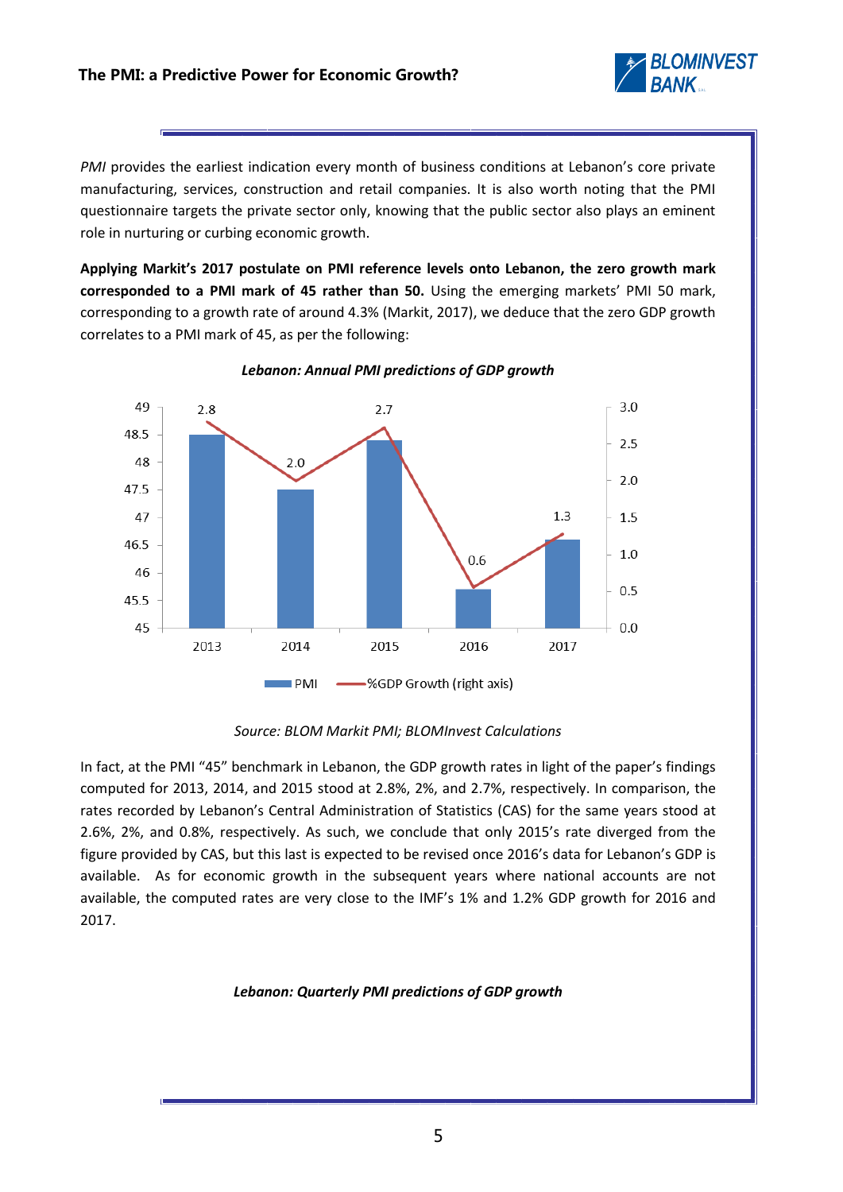*PMI* provides the earliest indication every month of business conditions at Lebanon's core private manufacturing, services, construction and retail companies. It is also worth noting that the PMI questionnaire targets the private sector only, knowing that the public sector also plays an eminent role in nurturing or curbing economic growth.

**Applying Markit's 2017 postulate on PMI reference levels onto Lebanon, the zero growth mark corresponded to a PMI mark of 45 rather than 50.** Using the emerging markets' PMI 50 mark, corresponding to a growth rate of around 4.3% (Markit, 2017), we deduce that the zero GDP growth correlates to a PMI mark of 45, as per the following:

***Lebanon: Annual PMI predictions of GDP growth***

| Year | %GDP Growth (right axis) |
|---|---|
| 2013 | 2.8 |
| 2014 | 2.0 |
| 2015 | 2.7 |
| 2016 | 0.6 |
| 2017 | 1.3 |

*Source: BLOM Markit PMI; BLOMInvest Calculations*

In fact, at the PMI "45" benchmark in Lebanon, the GDP growth rates in light of the paper's findings computed for 2013, 2014, and 2015 stood at 2.8%, 2%, and 2.7%, respectively. In comparison, the rates recorded by Lebanon's Central Administration of Statistics (CAS) for the same years stood at 2.6%, 2%, and 0.8%, respectively. As such, we conclude that only 2015's rate diverged from the figure provided by CAS, but this last is expected to be revised once 2016's data for Lebanon's GDP is available. As for economic growth in the subsequent years where national accounts are not available, the computed rates are very close to the IMF's 1% and 1.2% GDP growth for 2016 and 2017.

***Lebanon: Quarterly PMI predictions of GDP growth***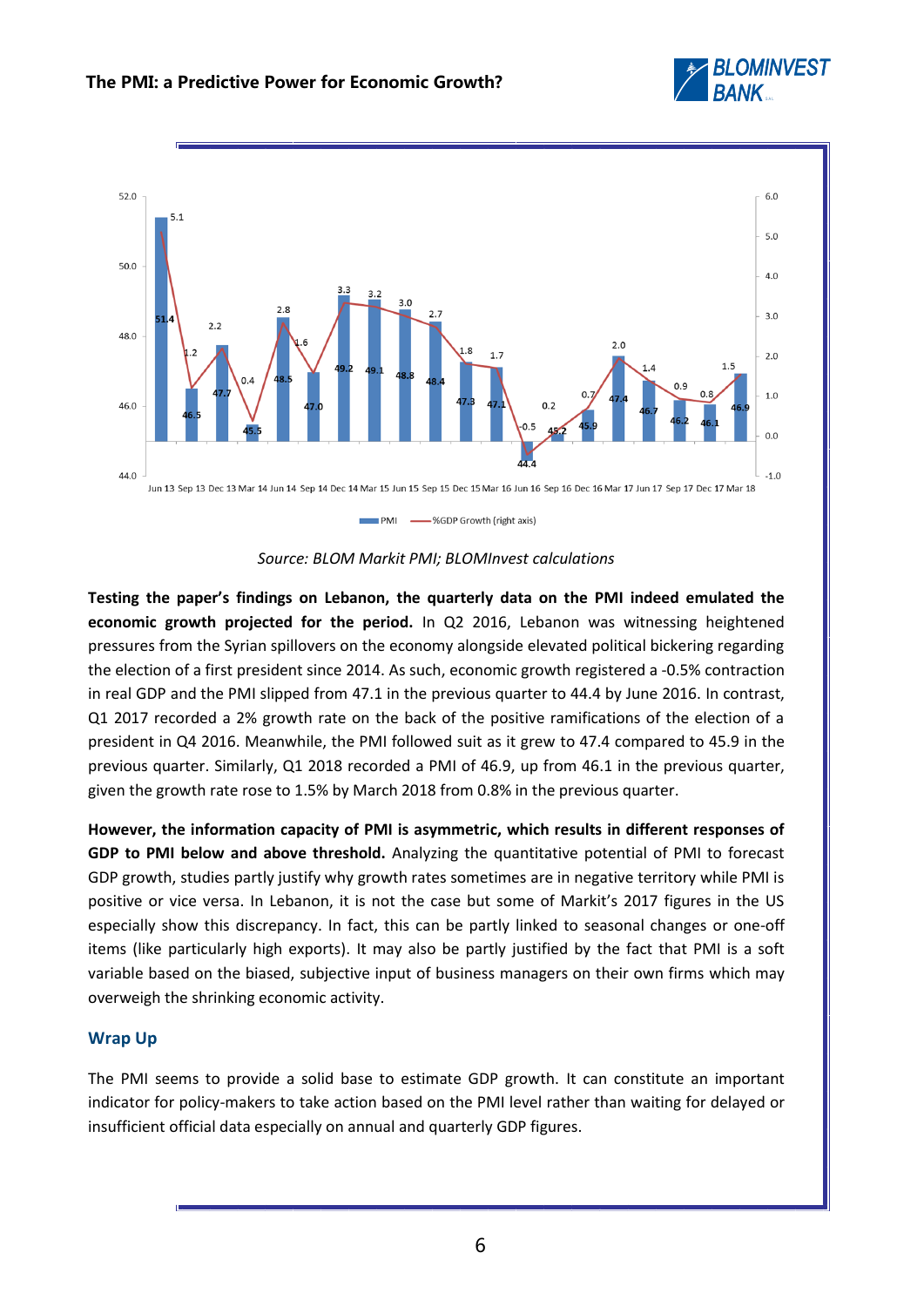Source: BLOM Markit PMI; BLOMInvest calculations

**Testing the paper's findings on Lebanon, the quarterly data on the PMI indeed emulated the economic growth projected for the period.** In Q2 2016, Lebanon was witnessing heightened pressures from the Syrian spillovers on the economy alongside elevated political bickering regarding the election of a first president since 2014. As such, economic growth registered a -0.5% contraction in real GDP and the PMI slipped from 47.1 in the previous quarter to 44.4 by June 2016. In contrast, Q1 2017 recorded a 2% growth rate on the back of the positive ramifications of the election of a president in Q4 2016. Meanwhile, the PMI followed suit as it grew to 47.4 compared to 45.9 in the previous quarter. Similarly, Q1 2018 recorded a PMI of 46.9, up from 46.1 in the previous quarter, given the growth rate rose to 1.5% by March 2018 from 0.8% in the previous quarter.

**However, the information capacity of PMI is asymmetric, which results in different responses of GDP to PMI below and above threshold.** Analyzing the quantitative potential of PMI to forecast GDP growth, studies partly justify why growth rates sometimes are in negative territory while PMI is positive or vice versa. In Lebanon, it is not the case but some of Markit's 2017 figures in the US especially show this discrepancy. In fact, this can be partly linked to seasonal changes or one-off items (like particularly high exports). It may also be partly justified by the fact that PMI is a soft variable based on the biased, subjective input of business managers on their own firms which may overweigh the shrinking economic activity.

## Wrap Up

The PMI seems to provide a solid base to estimate GDP growth. It can constitute an important indicator for policy-makers to take action based on the PMI level rather than waiting for delayed or insufficient official data especially on annual and quarterly GDP figures.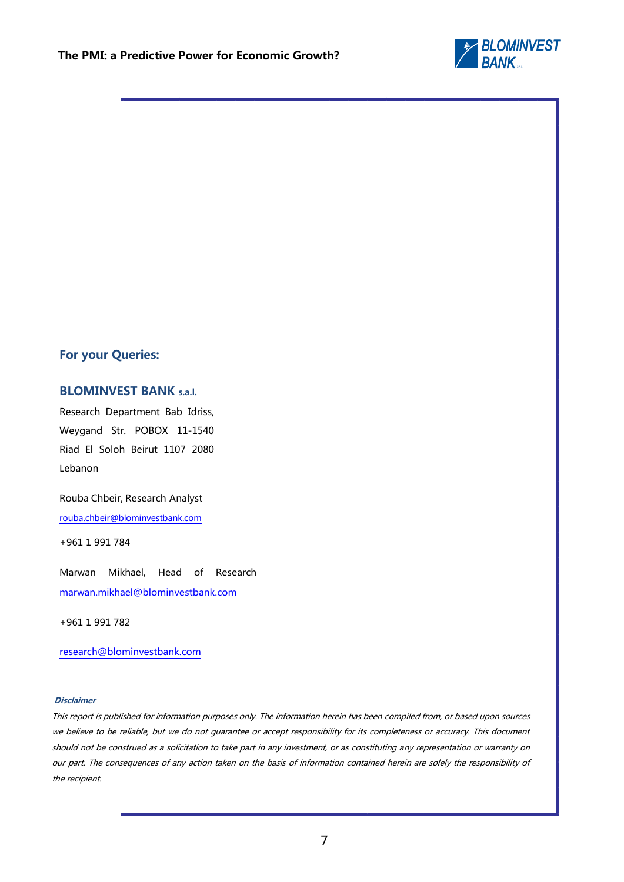## For your Queries:

### BLOMINVEST BANK s.a.l.

Research Department Bab Idriss, Weygand Str. POBOX 11-1540 Riad El Soloh Beirut 1107 2080 Lebanon

Rouba Chbeir, Research Analyst

rouba.chbeir@blominvestbank.com

+961 1 991 784

Marwan Mikhael, Head of Research

marwan.mikhael@blominvestbank.com

+961 1 991 782

research@blominvestbank.com

***Disclaimer***

*This report is published for information purposes only. The information herein has been compiled from, or based upon sources we believe to be reliable, but we do not guarantee or accept responsibility for its completeness or accuracy. This document should not be construed as a solicitation to take part in any investment, or as constituting any representation or warranty on our part. The consequences of any action taken on the basis of information contained herein are solely the responsibility of the recipient.*